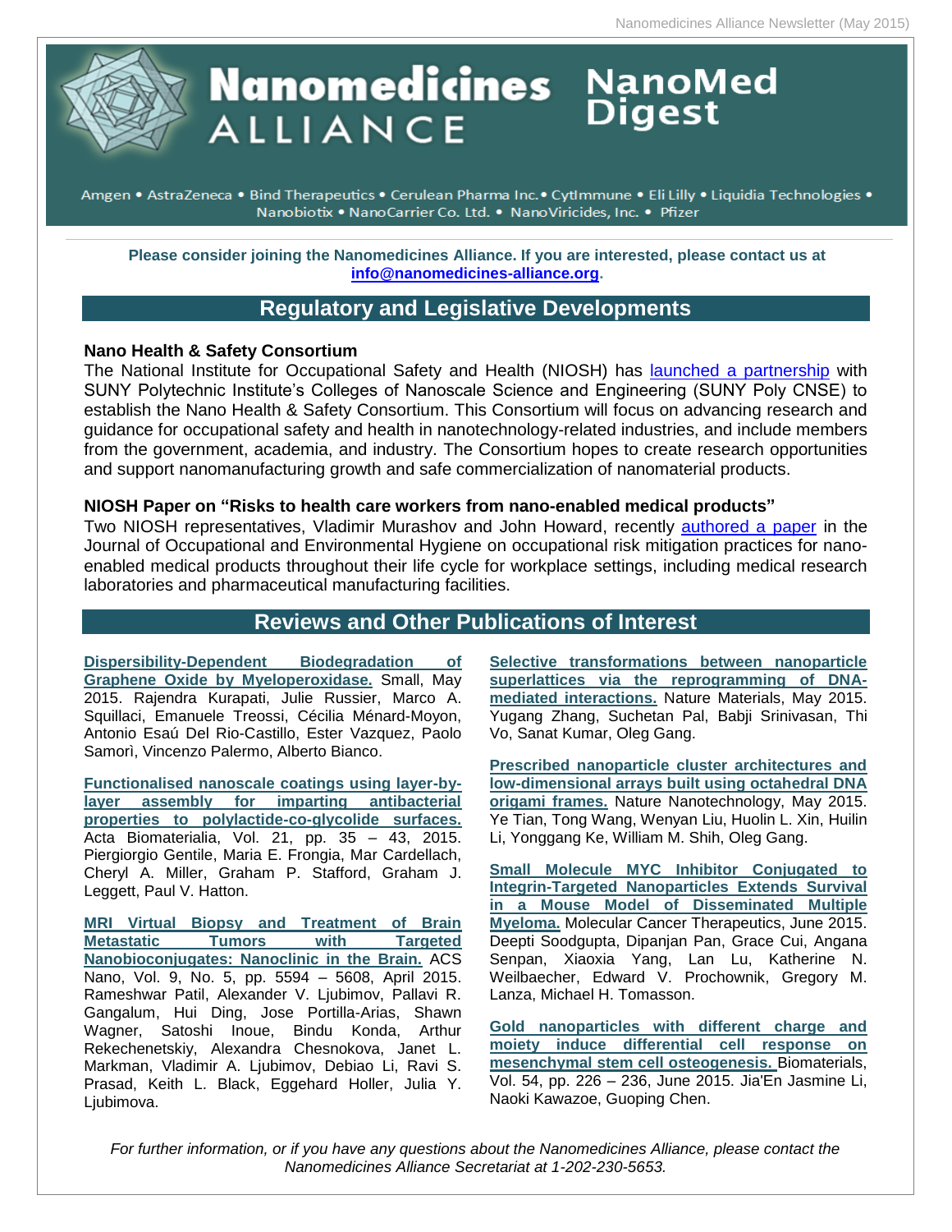# Nanomedicines ALLIANCE NanoMed Digest

Amgen • AstraZeneca • Bind Therapeutics • Cerulean Pharma Inc.• CytImmune • Eli Lilly • Liquidia Technologies • Nanobiotix • NanoCarrier Co. Ltd. • NanoViricides, Inc. • Pfizer

**Please consider joining the Nanomedicines Alliance. If you are interested, please contact us at [info@nanomedicines-alliance.org](mailto:info@nanomedicines-alliance.org).**

## Regulatory and Legislative Developments

### Nano Health & Safety Consortium

The National Institute for Occupational Safety and Health (NIOSH) has launched a partnership with SUNY Polytechnic Institute's Colleges of Nanoscale Science and Engineering (SUNY Poly CNSE) to establish the Nano Health & Safety Consortium. This Consortium will focus on advancing research and guidance for occupational safety and health in nanotechnology-related industries, and include members from the government, academia, and industry. The Consortium hopes to create research opportunities and support nanomanufacturing growth and safe commercialization of nanomaterial products.

### NIOSH Paper on "Risks to health care workers from nano-enabled medical products"

Two NIOSH representatives, Vladimir Murashov and John Howard, recently authored a paper in the Journal of Occupational and Environmental Hygiene on occupational risk mitigation practices for nano-enabled medical products throughout their life cycle for workplace settings, including medical research laboratories and pharmaceutical manufacturing facilities.

## Reviews and Other Publications of Interest

**Dispersibility-Dependent Biodegradation of Graphene Oxide by Myeloperoxidase.** Small, May 2015. Rajendra Kurapati, Julie Russier, Marco A. Squillaci, Emanuele Treossi, Cécilia Ménard-Moyon, Antonio Esaú Del Rio-Castillo, Ester Vazquez, Paolo Samorì, Vincenzo Palermo, Alberto Bianco.

**Functionalised nanoscale coatings using layer-by-layer assembly for imparting antibacterial properties to polylactide-co-glycolide surfaces.** Acta Biomaterialia, Vol. 21, pp. 35 – 43, 2015. Piergiorgio Gentile, Maria E. Frongia, Mar Cardellach, Cheryl A. Miller, Graham P. Stafford, Graham J. Leggett, Paul V. Hatton.

**MRI Virtual Biopsy and Treatment of Brain Metastatic Tumors with Targeted Nanobioconjugates: Nanoclinic in the Brain.** ACS Nano, Vol. 9, No. 5, pp. 5594 – 5608, April 2015. Rameshwar Patil, Alexander V. Ljubimov, Pallavi R. Gangalum, Hui Ding, Jose Portilla-Arias, Shawn Wagner, Satoshi Inoue, Bindu Konda, Arthur Rekechenetskiy, Alexandra Chesnokova, Janet L. Markman, Vladimir A. Ljubimov, Debiao Li, Ravi S. Prasad, Keith L. Black, Eggehard Holler, Julia Y. Ljubimova.

**Selective transformations between nanoparticle superlattices via the reprogramming of DNA-mediated interactions.** Nature Materials, May 2015. Yugang Zhang, Suchetan Pal, Babji Srinivasan, Thi Vo, Sanat Kumar, Oleg Gang.

**Prescribed nanoparticle cluster architectures and low-dimensional arrays built using octahedral DNA origami frames.** Nature Nanotechnology, May 2015. Ye Tian, Tong Wang, Wenyan Liu, Huolin L. Xin, Huilin Li, Yonggang Ke, William M. Shih, Oleg Gang.

**Small Molecule MYC Inhibitor Conjugated to Integrin-Targeted Nanoparticles Extends Survival in a Mouse Model of Disseminated Multiple Myeloma.** Molecular Cancer Therapeutics, June 2015. Deepti Soodgupta, Dipanjan Pan, Grace Cui, Angana Senpan, Xiaoxia Yang, Lan Lu, Katherine N. Weilbaecher, Edward V. Prochownik, Gregory M. Lanza, Michael H. Tomasson.

**Gold nanoparticles with different charge and moiety induce differential cell response on mesenchymal stem cell osteogenesis.** Biomaterials, Vol. 54, pp. 226 – 236, June 2015. Jia'En Jasmine Li, Naoki Kawazoe, Guoping Chen.

*For further information, or if you have any questions about the Nanomedicines Alliance, please contact the Nanomedicines Alliance Secretariat at 1-202-230-5653.*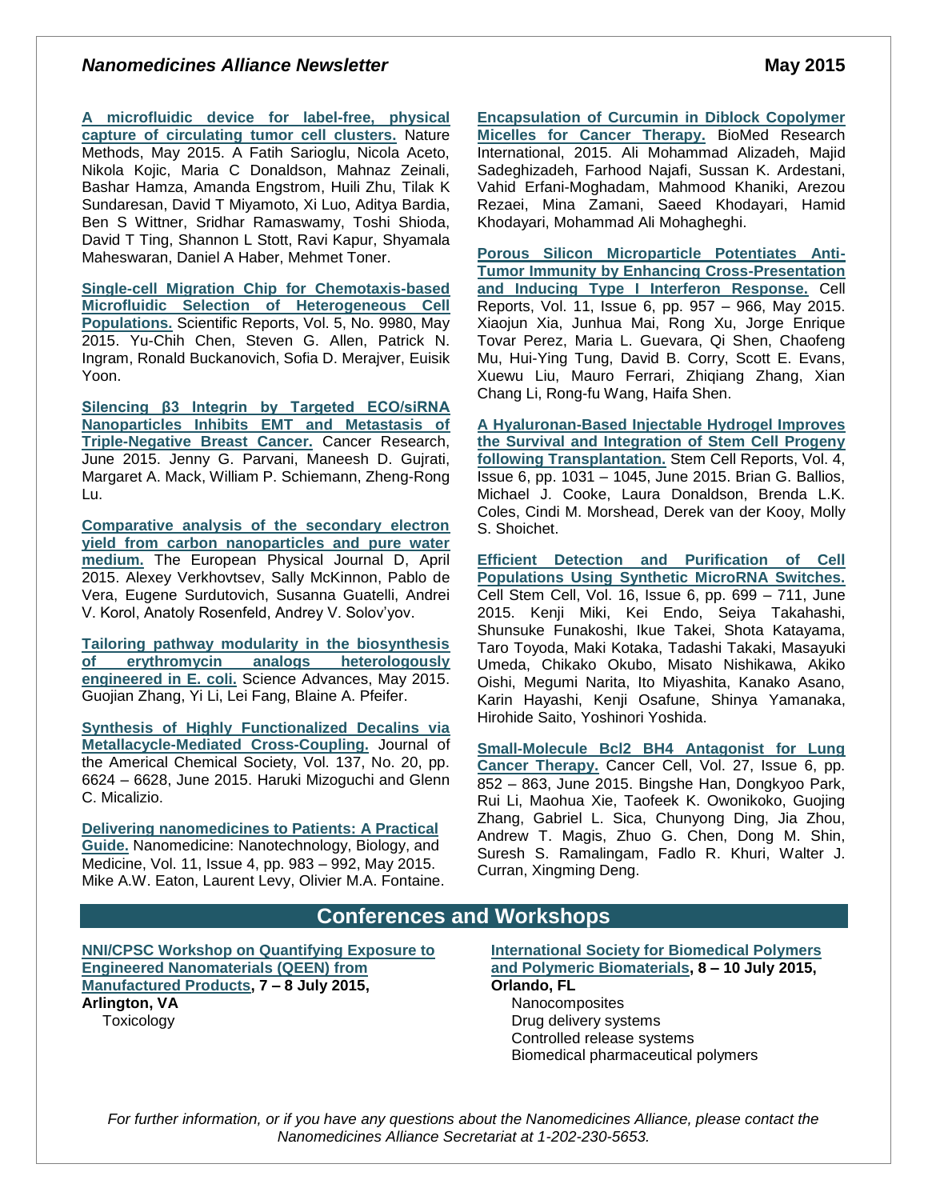**A microfluidic device for label-free, physical capture of circulating tumor cell clusters.** Nature Methods, May 2015. A Fatih Sarioglu, Nicola Aceto, Nikola Kojic, Maria C Donaldson, Mahnaz Zeinali, Bashar Hamza, Amanda Engstrom, Huili Zhu, Tilak K Sundaresan, David T Miyamoto, Xi Luo, Aditya Bardia, Ben S Wittner, Sridhar Ramaswamy, Toshi Shioda, David T Ting, Shannon L Stott, Ravi Kapur, Shyamala Maheswaran, Daniel A Haber, Mehmet Toner.

**Single-cell Migration Chip for Chemotaxis-based Microfluidic Selection of Heterogeneous Cell Populations.** Scientific Reports, Vol. 5, No. 9980, May 2015. Yu-Chih Chen, Steven G. Allen, Patrick N. Ingram, Ronald Buckanovich, Sofia D. Merajver, Euisik Yoon.

**Silencing β3 Integrin by Targeted ECO/siRNA Nanoparticles Inhibits EMT and Metastasis of Triple-Negative Breast Cancer.** Cancer Research, June 2015. Jenny G. Parvani, Maneesh D. Gujrati, Margaret A. Mack, William P. Schiemann, Zheng-Rong Lu.

**Comparative analysis of the secondary electron yield from carbon nanoparticles and pure water medium.** The European Physical Journal D, April 2015. Alexey Verkhovtsev, Sally McKinnon, Pablo de Vera, Eugene Surdutovich, Susanna Guatelli, Andrei V. Korol, Anatoly Rosenfeld, Andrey V. Solov'yov.

**Tailoring pathway modularity in the biosynthesis of erythromycin analogs heterologously engineered in E. coli.** Science Advances, May 2015. Guojian Zhang, Yi Li, Lei Fang, Blaine A. Pfeifer.

**Synthesis of Highly Functionalized Decalins via Metallacycle-Mediated Cross-Coupling.** Journal of the Americal Chemical Society, Vol. 137, No. 20, pp. 6624 – 6628, June 2015. Haruki Mizoguchi and Glenn C. Micalizio.

**Delivering nanomedicines to Patients: A Practical Guide.** Nanomedicine: Nanotechnology, Biology, and Medicine, Vol. 11, Issue 4, pp. 983 – 992, May 2015. Mike A.W. Eaton, Laurent Levy, Olivier M.A. Fontaine.

**Encapsulation of Curcumin in Diblock Copolymer Micelles for Cancer Therapy.** BioMed Research International, 2015. Ali Mohammad Alizadeh, Majid Sadeghizadeh, Farhood Najafi, Sussan K. Ardestani, Vahid Erfani-Moghadam, Mahmood Khaniki, Arezou Rezaei, Mina Zamani, Saeed Khodayari, Hamid Khodayari, Mohammad Ali Mohagheghi.

**Porous Silicon Microparticle Potentiates Anti-Tumor Immunity by Enhancing Cross-Presentation and Inducing Type I Interferon Response.** Cell Reports, Vol. 11, Issue 6, pp. 957 – 966, May 2015. Xiaojun Xia, Junhua Mai, Rong Xu, Jorge Enrique Tovar Perez, Maria L. Guevara, Qi Shen, Chaofeng Mu, Hui-Ying Tung, David B. Corry, Scott E. Evans, Xuewu Liu, Mauro Ferrari, Zhiqiang Zhang, Xian Chang Li, Rong-fu Wang, Haifa Shen.

**A Hyaluronan-Based Injectable Hydrogel Improves the Survival and Integration of Stem Cell Progeny following Transplantation.** Stem Cell Reports, Vol. 4, Issue 6, pp. 1031 – 1045, June 2015. Brian G. Ballios, Michael J. Cooke, Laura Donaldson, Brenda L.K. Coles, Cindi M. Morshead, Derek van der Kooy, Molly S. Shoichet.

**Efficient Detection and Purification of Cell Populations Using Synthetic MicroRNA Switches.** Cell Stem Cell, Vol. 16, Issue 6, pp. 699 – 711, June 2015. Kenji Miki, Kei Endo, Seiya Takahashi, Shunsuke Funakoshi, Ikue Takei, Shota Katayama, Taro Toyoda, Maki Kotaka, Tadashi Takaki, Masayuki Umeda, Chikako Okubo, Misato Nishikawa, Akiko Oishi, Megumi Narita, Ito Miyashita, Kanako Asano, Karin Hayashi, Kenji Osafune, Shinya Yamanaka, Hirohide Saito, Yoshinori Yoshida.

**Small-Molecule Bcl2 BH4 Antagonist for Lung Cancer Therapy.** Cancer Cell, Vol. 27, Issue 6, pp. 852 – 863, June 2015. Bingshe Han, Dongkyoo Park, Rui Li, Maohua Xie, Taofeek K. Owonikoko, Guojing Zhang, Gabriel L. Sica, Chunyong Ding, Jia Zhou, Andrew T. Magis, Zhuo G. Chen, Dong M. Shin, Suresh S. Ramalingam, Fadlo R. Khuri, Walter J. Curran, Xingming Deng.

## Conferences and Workshops

**NNI/CPSC Workshop on Quantifying Exposure to Engineered Nanomaterials (QEEN) from Manufactured Products, 7 – 8 July 2015, Arlington, VA**

- Toxicology

**International Society for Biomedical Polymers and Polymeric Biomaterials, 8 – 10 July 2015, Orlando, FL**

- Nanocomposites
- Drug delivery systems
- Controlled release systems
- Biomedical pharmaceutical polymers

*For further information, or if you have any questions about the Nanomedicines Alliance, please contact the Nanomedicines Alliance Secretariat at 1-202-230-5653.*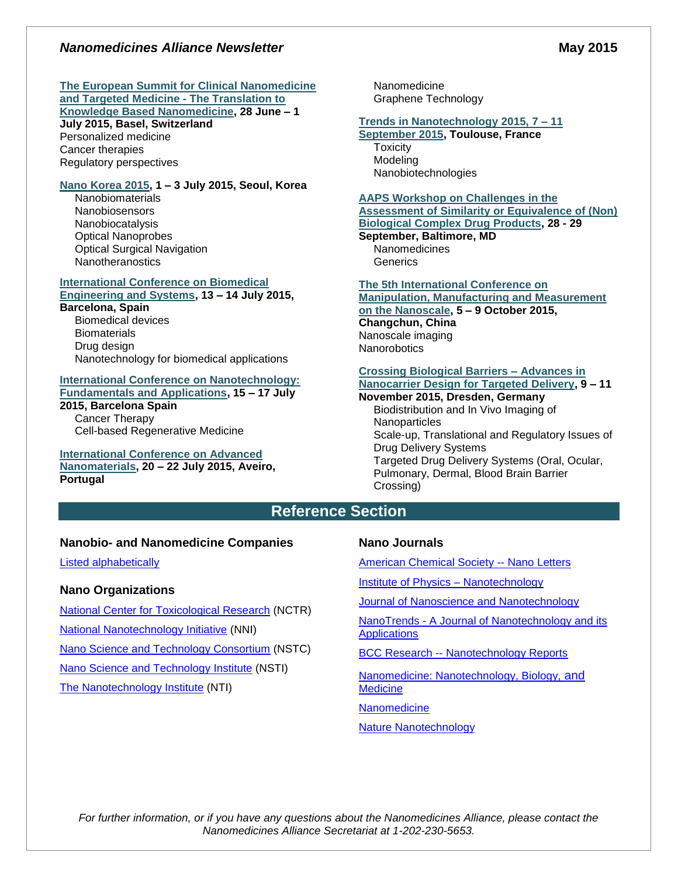**The European Summit for Clinical Nanomedicine and Targeted Medicine - The Translation to Knowledge Based Nanomedicine, 28 June – 1 July 2015, Basel, Switzerland**

Personalized medicine
Cancer therapies
Regulatory perspectives

**Nano Korea 2015, 1 – 3 July 2015, Seoul, Korea**

- Nanobiomaterials
- Nanobiosensors
- Nanobiocatalysis
- Optical Nanoprobes
- Optical Surgical Navigation
- Nanotheranostics

**International Conference on Biomedical Engineering and Systems, 13 – 14 July 2015, Barcelona, Spain**

- Biomedical devices
- Biomaterials
- Drug design
- Nanotechnology for biomedical applications

**International Conference on Nanotechnology: Fundamentals and Applications, 15 – 17 July 2015, Barcelona Spain**

- Cancer Therapy
- Cell-based Regenerative Medicine

**International Conference on Advanced Nanomaterials, 20 – 22 July 2015, Aveiro, Portugal**

- Nanomedicine
- Graphene Technology

**Trends in Nanotechnology 2015, 7 – 11 September 2015, Toulouse, France**

- Toxicity
- Modeling
- Nanobiotechnologies

**AAPS Workshop on Challenges in the Assessment of Similarity or Equivalence of (Non) Biological Complex Drug Products, 28 - 29 September, Baltimore, MD**

- Nanomedicines
- Generics

**The 5th International Conference on Manipulation, Manufacturing and Measurement on the Nanoscale, 5 – 9 October 2015, Changchun, China**

Nanoscale imaging
Nanorobotics

**Crossing Biological Barriers – Advances in Nanocarrier Design for Targeted Delivery, 9 – 11 November 2015, Dresden, Germany**

- Biodistribution and In Vivo Imaging of Nanoparticles
- Scale-up, Translational and Regulatory Issues of Drug Delivery Systems
- Targeted Drug Delivery Systems (Oral, Ocular, Pulmonary, Dermal, Blood Brain Barrier Crossing)

## Reference Section

### Nanobio- and Nanomedicine Companies

Listed alphabetically

### Nano Organizations

National Center for Toxicological Research (NCTR)

National Nanotechnology Initiative (NNI)

Nano Science and Technology Consortium (NSTC)

Nano Science and Technology Institute (NSTI)

The Nanotechnology Institute (NTI)

### Nano Journals

American Chemical Society -- Nano Letters

Institute of Physics – Nanotechnology

Journal of Nanoscience and Nanotechnology

NanoTrends - A Journal of Nanotechnology and its Applications

BCC Research -- Nanotechnology Reports

Nanomedicine: Nanotechnology, Biology, and Medicine

Nanomedicine

Nature Nanotechnology

*For further information, or if you have any questions about the Nanomedicines Alliance, please contact the Nanomedicines Alliance Secretariat at 1-202-230-5653.*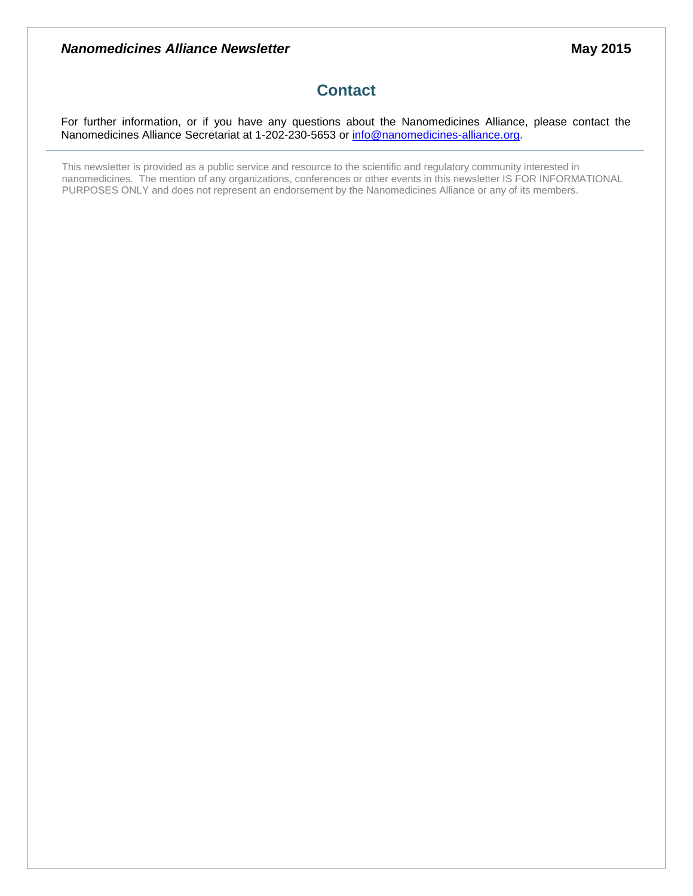## Contact

For further information, or if you have any questions about the Nanomedicines Alliance, please contact the Nanomedicines Alliance Secretariat at 1-202-230-5653 or [info@nanomedicines-alliance.org](mailto:info@nanomedicines-alliance.org).

---

This newsletter is provided as a public service and resource to the scientific and regulatory community interested in nanomedicines. The mention of any organizations, conferences or other events in this newsletter IS FOR INFORMATIONAL PURPOSES ONLY and does not represent an endorsement by the Nanomedicines Alliance or any of its members.